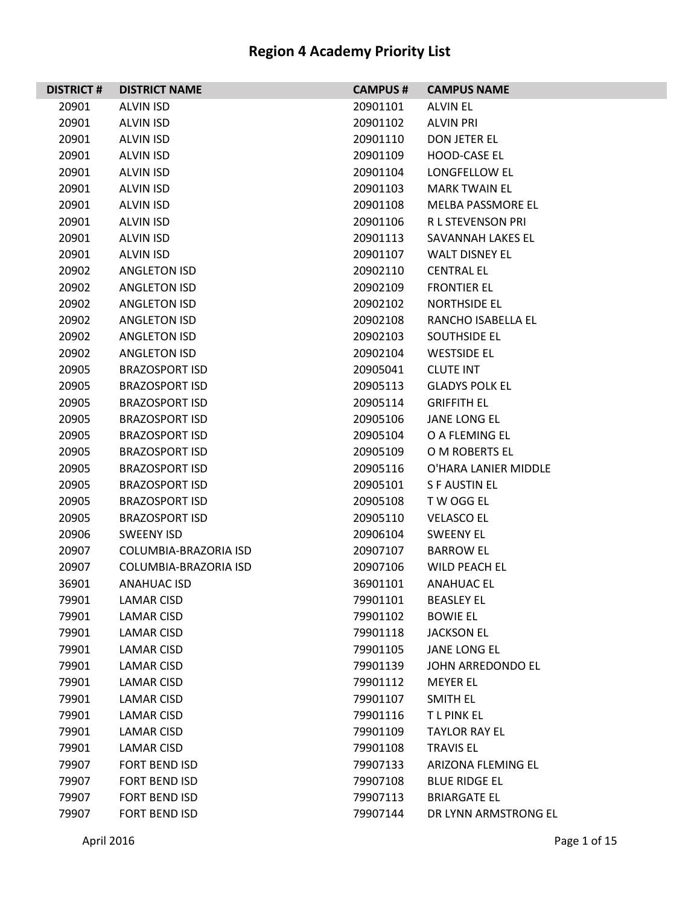# Region 4 Academy Priority List

| DISTRICT # | DISTRICT NAME | CAMPUS # | CAMPUS NAME |
|---|---|---|---|
| 20901 | ALVIN ISD | 20901101 | ALVIN EL |
| 20901 | ALVIN ISD | 20901102 | ALVIN PRI |
| 20901 | ALVIN ISD | 20901110 | DON JETER EL |
| 20901 | ALVIN ISD | 20901109 | HOOD-CASE EL |
| 20901 | ALVIN ISD | 20901104 | LONGFELLOW EL |
| 20901 | ALVIN ISD | 20901103 | MARK TWAIN EL |
| 20901 | ALVIN ISD | 20901108 | MELBA PASSMORE EL |
| 20901 | ALVIN ISD | 20901106 | R L STEVENSON PRI |
| 20901 | ALVIN ISD | 20901113 | SAVANNAH LAKES EL |
| 20901 | ALVIN ISD | 20901107 | WALT DISNEY EL |
| 20902 | ANGLETON ISD | 20902110 | CENTRAL EL |
| 20902 | ANGLETON ISD | 20902109 | FRONTIER EL |
| 20902 | ANGLETON ISD | 20902102 | NORTHSIDE EL |
| 20902 | ANGLETON ISD | 20902108 | RANCHO ISABELLA EL |
| 20902 | ANGLETON ISD | 20902103 | SOUTHSIDE EL |
| 20902 | ANGLETON ISD | 20902104 | WESTSIDE EL |
| 20905 | BRAZOSPORT ISD | 20905041 | CLUTE INT |
| 20905 | BRAZOSPORT ISD | 20905113 | GLADYS POLK EL |
| 20905 | BRAZOSPORT ISD | 20905114 | GRIFFITH EL |
| 20905 | BRAZOSPORT ISD | 20905106 | JANE LONG EL |
| 20905 | BRAZOSPORT ISD | 20905104 | O A FLEMING EL |
| 20905 | BRAZOSPORT ISD | 20905109 | O M ROBERTS EL |
| 20905 | BRAZOSPORT ISD | 20905116 | O'HARA LANIER MIDDLE |
| 20905 | BRAZOSPORT ISD | 20905101 | S F AUSTIN EL |
| 20905 | BRAZOSPORT ISD | 20905108 | T W OGG EL |
| 20905 | BRAZOSPORT ISD | 20905110 | VELASCO EL |
| 20906 | SWEENY ISD | 20906104 | SWEENY EL |
| 20907 | COLUMBIA-BRAZORIA ISD | 20907107 | BARROW EL |
| 20907 | COLUMBIA-BRAZORIA ISD | 20907106 | WILD PEACH EL |
| 36901 | ANAHUAC ISD | 36901101 | ANAHUAC EL |
| 79901 | LAMAR CISD | 79901101 | BEASLEY EL |
| 79901 | LAMAR CISD | 79901102 | BOWIE EL |
| 79901 | LAMAR CISD | 79901118 | JACKSON EL |
| 79901 | LAMAR CISD | 79901105 | JANE LONG EL |
| 79901 | LAMAR CISD | 79901139 | JOHN ARREDONDO EL |
| 79901 | LAMAR CISD | 79901112 | MEYER EL |
| 79901 | LAMAR CISD | 79901107 | SMITH EL |
| 79901 | LAMAR CISD | 79901116 | T L PINK EL |
| 79901 | LAMAR CISD | 79901109 | TAYLOR RAY EL |
| 79901 | LAMAR CISD | 79901108 | TRAVIS EL |
| 79907 | FORT BEND ISD | 79907133 | ARIZONA FLEMING EL |
| 79907 | FORT BEND ISD | 79907108 | BLUE RIDGE EL |
| 79907 | FORT BEND ISD | 79907113 | BRIARGATE EL |
| 79907 | FORT BEND ISD | 79907144 | DR LYNN ARMSTRONG EL |

April 2016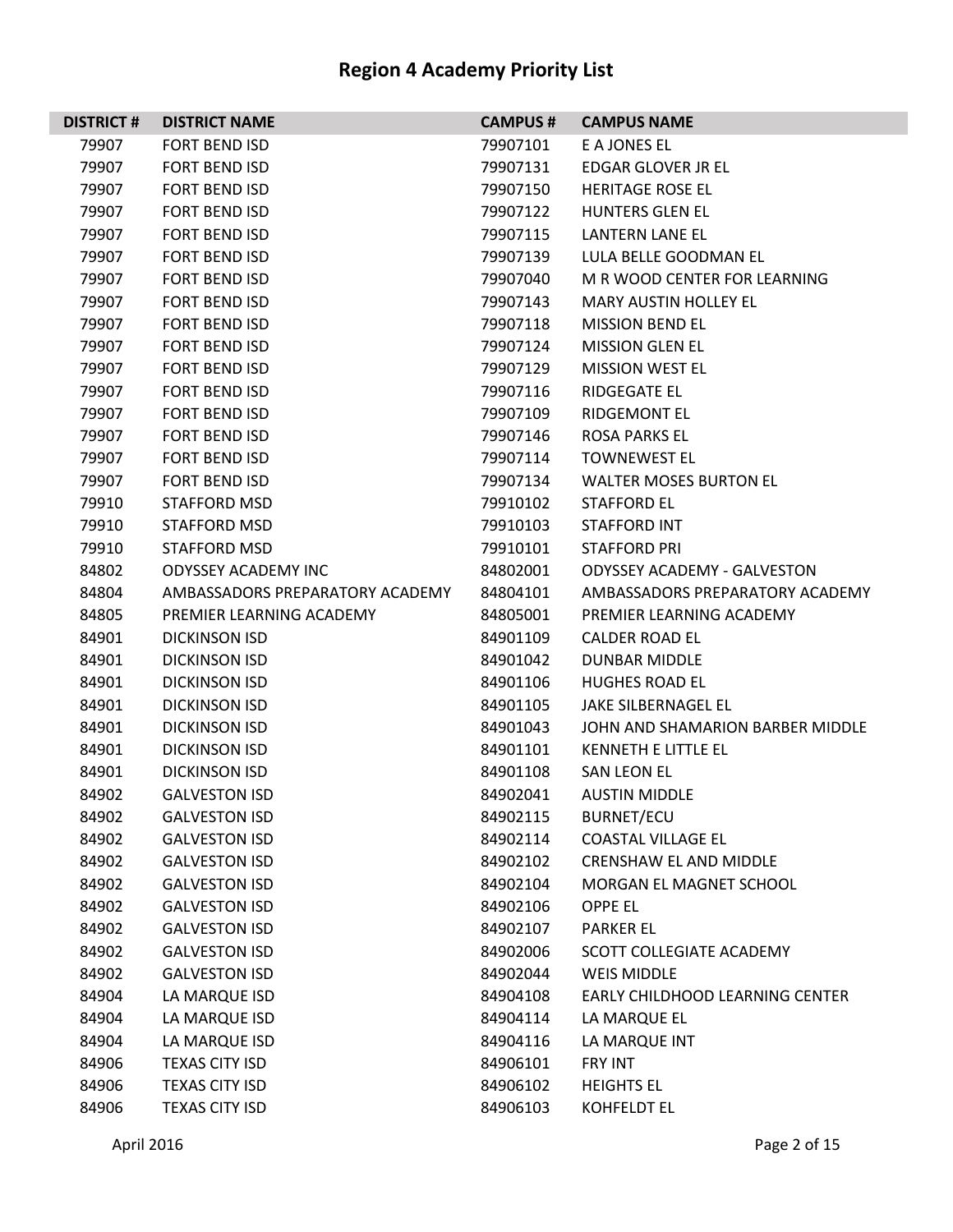# Region 4 Academy Priority List

| DISTRICT # | DISTRICT NAME | CAMPUS # | CAMPUS NAME |
|---|---|---|---|
| 79907 | FORT BEND ISD | 79907101 | E A JONES EL |
| 79907 | FORT BEND ISD | 79907131 | EDGAR GLOVER JR EL |
| 79907 | FORT BEND ISD | 79907150 | HERITAGE ROSE EL |
| 79907 | FORT BEND ISD | 79907122 | HUNTERS GLEN EL |
| 79907 | FORT BEND ISD | 79907115 | LANTERN LANE EL |
| 79907 | FORT BEND ISD | 79907139 | LULA BELLE GOODMAN EL |
| 79907 | FORT BEND ISD | 79907040 | M R WOOD CENTER FOR LEARNING |
| 79907 | FORT BEND ISD | 79907143 | MARY AUSTIN HOLLEY EL |
| 79907 | FORT BEND ISD | 79907118 | MISSION BEND EL |
| 79907 | FORT BEND ISD | 79907124 | MISSION GLEN EL |
| 79907 | FORT BEND ISD | 79907129 | MISSION WEST EL |
| 79907 | FORT BEND ISD | 79907116 | RIDGEGATE EL |
| 79907 | FORT BEND ISD | 79907109 | RIDGEMONT EL |
| 79907 | FORT BEND ISD | 79907146 | ROSA PARKS EL |
| 79907 | FORT BEND ISD | 79907114 | TOWNEWEST EL |
| 79907 | FORT BEND ISD | 79907134 | WALTER MOSES BURTON EL |
| 79910 | STAFFORD MSD | 79910102 | STAFFORD EL |
| 79910 | STAFFORD MSD | 79910103 | STAFFORD INT |
| 79910 | STAFFORD MSD | 79910101 | STAFFORD PRI |
| 84802 | ODYSSEY ACADEMY INC | 84802001 | ODYSSEY ACADEMY - GALVESTON |
| 84804 | AMBASSADORS PREPARATORY ACADEMY | 84804101 | AMBASSADORS PREPARATORY ACADEMY |
| 84805 | PREMIER LEARNING ACADEMY | 84805001 | PREMIER LEARNING ACADEMY |
| 84901 | DICKINSON ISD | 84901109 | CALDER ROAD EL |
| 84901 | DICKINSON ISD | 84901042 | DUNBAR MIDDLE |
| 84901 | DICKINSON ISD | 84901106 | HUGHES ROAD EL |
| 84901 | DICKINSON ISD | 84901105 | JAKE SILBERNAGEL EL |
| 84901 | DICKINSON ISD | 84901043 | JOHN AND SHAMARION BARBER MIDDLE |
| 84901 | DICKINSON ISD | 84901101 | KENNETH E LITTLE EL |
| 84901 | DICKINSON ISD | 84901108 | SAN LEON EL |
| 84902 | GALVESTON ISD | 84902041 | AUSTIN MIDDLE |
| 84902 | GALVESTON ISD | 84902115 | BURNET/ECU |
| 84902 | GALVESTON ISD | 84902114 | COASTAL VILLAGE EL |
| 84902 | GALVESTON ISD | 84902102 | CRENSHAW EL AND MIDDLE |
| 84902 | GALVESTON ISD | 84902104 | MORGAN EL MAGNET SCHOOL |
| 84902 | GALVESTON ISD | 84902106 | OPPE EL |
| 84902 | GALVESTON ISD | 84902107 | PARKER EL |
| 84902 | GALVESTON ISD | 84902006 | SCOTT COLLEGIATE ACADEMY |
| 84902 | GALVESTON ISD | 84902044 | WEIS MIDDLE |
| 84904 | LA MARQUE ISD | 84904108 | EARLY CHILDHOOD LEARNING CENTER |
| 84904 | LA MARQUE ISD | 84904114 | LA MARQUE EL |
| 84904 | LA MARQUE ISD | 84904116 | LA MARQUE INT |
| 84906 | TEXAS CITY ISD | 84906101 | FRY INT |
| 84906 | TEXAS CITY ISD | 84906102 | HEIGHTS EL |
| 84906 | TEXAS CITY ISD | 84906103 | KOHFELDT EL |

April 2016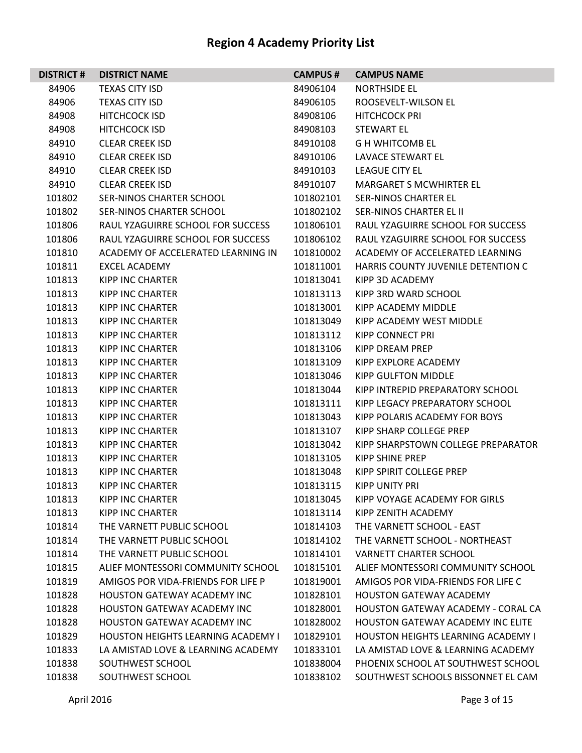# Region 4 Academy Priority List

| DISTRICT # | DISTRICT NAME | CAMPUS # | CAMPUS NAME |
|---|---|---|---|
| 84906 | TEXAS CITY ISD | 84906104 | NORTHSIDE EL |
| 84906 | TEXAS CITY ISD | 84906105 | ROOSEVELT-WILSON EL |
| 84908 | HITCHCOCK ISD | 84908106 | HITCHCOCK PRI |
| 84908 | HITCHCOCK ISD | 84908103 | STEWART EL |
| 84910 | CLEAR CREEK ISD | 84910108 | G H WHITCOMB EL |
| 84910 | CLEAR CREEK ISD | 84910106 | LAVACE STEWART EL |
| 84910 | CLEAR CREEK ISD | 84910103 | LEAGUE CITY EL |
| 84910 | CLEAR CREEK ISD | 84910107 | MARGARET S MCWHIRTER EL |
| 101802 | SER-NINOS CHARTER SCHOOL | 101802101 | SER-NINOS CHARTER EL |
| 101802 | SER-NINOS CHARTER SCHOOL | 101802102 | SER-NINOS CHARTER EL II |
| 101806 | RAUL YZAGUIRRE SCHOOL FOR SUCCESS | 101806101 | RAUL YZAGUIRRE SCHOOL FOR SUCCESS |
| 101806 | RAUL YZAGUIRRE SCHOOL FOR SUCCESS | 101806102 | RAUL YZAGUIRRE SCHOOL FOR SUCCESS |
| 101810 | ACADEMY OF ACCELERATED LEARNING IN | 101810002 | ACADEMY OF ACCELERATED LEARNING |
| 101811 | EXCEL ACADEMY | 101811001 | HARRIS COUNTY JUVENILE DETENTION C |
| 101813 | KIPP INC CHARTER | 101813041 | KIPP 3D ACADEMY |
| 101813 | KIPP INC CHARTER | 101813113 | KIPP 3RD WARD SCHOOL |
| 101813 | KIPP INC CHARTER | 101813001 | KIPP ACADEMY MIDDLE |
| 101813 | KIPP INC CHARTER | 101813049 | KIPP ACADEMY WEST MIDDLE |
| 101813 | KIPP INC CHARTER | 101813112 | KIPP CONNECT PRI |
| 101813 | KIPP INC CHARTER | 101813106 | KIPP DREAM PREP |
| 101813 | KIPP INC CHARTER | 101813109 | KIPP EXPLORE ACADEMY |
| 101813 | KIPP INC CHARTER | 101813046 | KIPP GULFTON MIDDLE |
| 101813 | KIPP INC CHARTER | 101813044 | KIPP INTREPID PREPARATORY SCHOOL |
| 101813 | KIPP INC CHARTER | 101813111 | KIPP LEGACY PREPARATORY SCHOOL |
| 101813 | KIPP INC CHARTER | 101813043 | KIPP POLARIS ACADEMY FOR BOYS |
| 101813 | KIPP INC CHARTER | 101813107 | KIPP SHARP COLLEGE PREP |
| 101813 | KIPP INC CHARTER | 101813042 | KIPP SHARPSTOWN COLLEGE PREPARATOR |
| 101813 | KIPP INC CHARTER | 101813105 | KIPP SHINE PREP |
| 101813 | KIPP INC CHARTER | 101813048 | KIPP SPIRIT COLLEGE PREP |
| 101813 | KIPP INC CHARTER | 101813115 | KIPP UNITY PRI |
| 101813 | KIPP INC CHARTER | 101813045 | KIPP VOYAGE ACADEMY FOR GIRLS |
| 101813 | KIPP INC CHARTER | 101813114 | KIPP ZENITH ACADEMY |
| 101814 | THE VARNETT PUBLIC SCHOOL | 101814103 | THE VARNETT SCHOOL - EAST |
| 101814 | THE VARNETT PUBLIC SCHOOL | 101814102 | THE VARNETT SCHOOL - NORTHEAST |
| 101814 | THE VARNETT PUBLIC SCHOOL | 101814101 | VARNETT CHARTER SCHOOL |
| 101815 | ALIEF MONTESSORI COMMUNITY SCHOOL | 101815101 | ALIEF MONTESSORI COMMUNITY SCHOOL |
| 101819 | AMIGOS POR VIDA-FRIENDS FOR LIFE P | 101819001 | AMIGOS POR VIDA-FRIENDS FOR LIFE C |
| 101828 | HOUSTON GATEWAY ACADEMY INC | 101828101 | HOUSTON GATEWAY ACADEMY |
| 101828 | HOUSTON GATEWAY ACADEMY INC | 101828001 | HOUSTON GATEWAY ACADEMY - CORAL CA |
| 101828 | HOUSTON GATEWAY ACADEMY INC | 101828002 | HOUSTON GATEWAY ACADEMY INC ELITE |
| 101829 | HOUSTON HEIGHTS LEARNING ACADEMY I | 101829101 | HOUSTON HEIGHTS LEARNING ACADEMY I |
| 101833 | LA AMISTAD LOVE & LEARNING ACADEMY | 101833101 | LA AMISTAD LOVE & LEARNING ACADEMY |
| 101838 | SOUTHWEST SCHOOL | 101838004 | PHOENIX SCHOOL AT SOUTHWEST SCHOOL |
| 101838 | SOUTHWEST SCHOOL | 101838102 | SOUTHWEST SCHOOLS BISSONNET EL CAM |

April 2016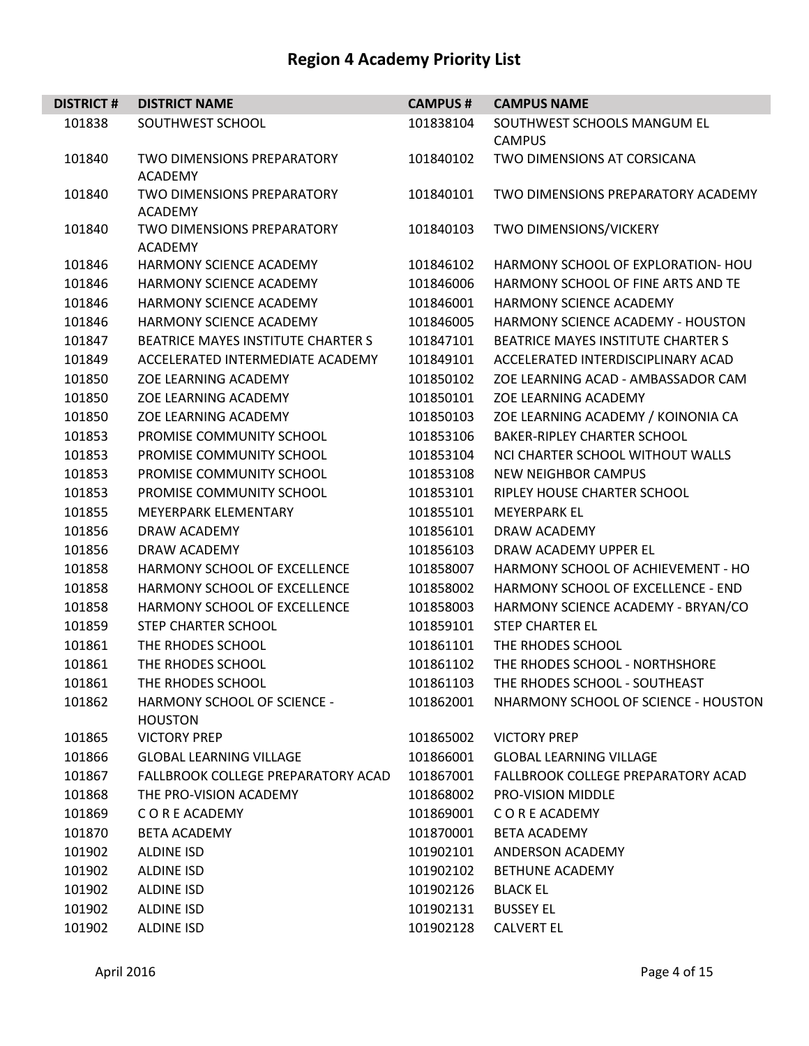# Region 4 Academy Priority List

| DISTRICT # | DISTRICT NAME | CAMPUS # | CAMPUS NAME |
|---|---|---|---|
| 101838 | SOUTHWEST SCHOOL | 101838104 | SOUTHWEST SCHOOLS MANGUM EL CAMPUS |
| 101840 | TWO DIMENSIONS PREPARATORY ACADEMY | 101840102 | TWO DIMENSIONS AT CORSICANA |
| 101840 | TWO DIMENSIONS PREPARATORY ACADEMY | 101840101 | TWO DIMENSIONS PREPARATORY ACADEMY |
| 101840 | TWO DIMENSIONS PREPARATORY ACADEMY | 101840103 | TWO DIMENSIONS/VICKERY |
| 101846 | HARMONY SCIENCE ACADEMY | 101846102 | HARMONY SCHOOL OF EXPLORATION- HOU |
| 101846 | HARMONY SCIENCE ACADEMY | 101846006 | HARMONY SCHOOL OF FINE ARTS AND TE |
| 101846 | HARMONY SCIENCE ACADEMY | 101846001 | HARMONY SCIENCE ACADEMY |
| 101846 | HARMONY SCIENCE ACADEMY | 101846005 | HARMONY SCIENCE ACADEMY - HOUSTON |
| 101847 | BEATRICE MAYES INSTITUTE CHARTER S | 101847101 | BEATRICE MAYES INSTITUTE CHARTER S |
| 101849 | ACCELERATED INTERMEDIATE ACADEMY | 101849101 | ACCELERATED INTERDISCIPLINARY ACAD |
| 101850 | ZOE LEARNING ACADEMY | 101850102 | ZOE LEARNING ACAD - AMBASSADOR CAM |
| 101850 | ZOE LEARNING ACADEMY | 101850101 | ZOE LEARNING ACADEMY |
| 101850 | ZOE LEARNING ACADEMY | 101850103 | ZOE LEARNING ACADEMY / KOINONIA CA |
| 101853 | PROMISE COMMUNITY SCHOOL | 101853106 | BAKER-RIPLEY CHARTER SCHOOL |
| 101853 | PROMISE COMMUNITY SCHOOL | 101853104 | NCI CHARTER SCHOOL WITHOUT WALLS |
| 101853 | PROMISE COMMUNITY SCHOOL | 101853108 | NEW NEIGHBOR CAMPUS |
| 101853 | PROMISE COMMUNITY SCHOOL | 101853101 | RIPLEY HOUSE CHARTER SCHOOL |
| 101855 | MEYERPARK ELEMENTARY | 101855101 | MEYERPARK EL |
| 101856 | DRAW ACADEMY | 101856101 | DRAW ACADEMY |
| 101856 | DRAW ACADEMY | 101856103 | DRAW ACADEMY UPPER EL |
| 101858 | HARMONY SCHOOL OF EXCELLENCE | 101858007 | HARMONY SCHOOL OF ACHIEVEMENT - HO |
| 101858 | HARMONY SCHOOL OF EXCELLENCE | 101858002 | HARMONY SCHOOL OF EXCELLENCE - END |
| 101858 | HARMONY SCHOOL OF EXCELLENCE | 101858003 | HARMONY SCIENCE ACADEMY - BRYAN/CO |
| 101859 | STEP CHARTER SCHOOL | 101859101 | STEP CHARTER EL |
| 101861 | THE RHODES SCHOOL | 101861101 | THE RHODES SCHOOL |
| 101861 | THE RHODES SCHOOL | 101861102 | THE RHODES SCHOOL - NORTHSHORE |
| 101861 | THE RHODES SCHOOL | 101861103 | THE RHODES SCHOOL - SOUTHEAST |
| 101862 | HARMONY SCHOOL OF SCIENCE - HOUSTON | 101862001 | NHARMONY SCHOOL OF SCIENCE - HOUSTON |
| 101865 | VICTORY PREP | 101865002 | VICTORY PREP |
| 101866 | GLOBAL LEARNING VILLAGE | 101866001 | GLOBAL LEARNING VILLAGE |
| 101867 | FALLBROOK COLLEGE PREPARATORY ACAD | 101867001 | FALLBROOK COLLEGE PREPARATORY ACAD |
| 101868 | THE PRO-VISION ACADEMY | 101868002 | PRO-VISION MIDDLE |
| 101869 | C O R E ACADEMY | 101869001 | C O R E ACADEMY |
| 101870 | BETA ACADEMY | 101870001 | BETA ACADEMY |
| 101902 | ALDINE ISD | 101902101 | ANDERSON ACADEMY |
| 101902 | ALDINE ISD | 101902102 | BETHUNE ACADEMY |
| 101902 | ALDINE ISD | 101902126 | BLACK EL |
| 101902 | ALDINE ISD | 101902131 | BUSSEY EL |
| 101902 | ALDINE ISD | 101902128 | CALVERT EL |

April 2016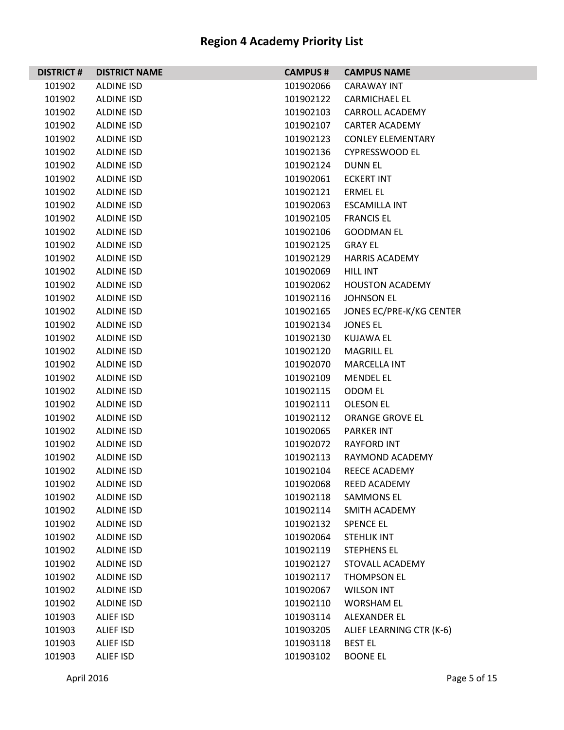# Region 4 Academy Priority List

| DISTRICT # | DISTRICT NAME | CAMPUS # | CAMPUS NAME |
|---|---|---|---|
| 101902 | ALDINE ISD | 101902066 | CARAWAY INT |
| 101902 | ALDINE ISD | 101902122 | CARMICHAEL EL |
| 101902 | ALDINE ISD | 101902103 | CARROLL ACADEMY |
| 101902 | ALDINE ISD | 101902107 | CARTER ACADEMY |
| 101902 | ALDINE ISD | 101902123 | CONLEY ELEMENTARY |
| 101902 | ALDINE ISD | 101902136 | CYPRESSWOOD EL |
| 101902 | ALDINE ISD | 101902124 | DUNN EL |
| 101902 | ALDINE ISD | 101902061 | ECKERT INT |
| 101902 | ALDINE ISD | 101902121 | ERMEL EL |
| 101902 | ALDINE ISD | 101902063 | ESCAMILLA INT |
| 101902 | ALDINE ISD | 101902105 | FRANCIS EL |
| 101902 | ALDINE ISD | 101902106 | GOODMAN EL |
| 101902 | ALDINE ISD | 101902125 | GRAY EL |
| 101902 | ALDINE ISD | 101902129 | HARRIS ACADEMY |
| 101902 | ALDINE ISD | 101902069 | HILL INT |
| 101902 | ALDINE ISD | 101902062 | HOUSTON ACADEMY |
| 101902 | ALDINE ISD | 101902116 | JOHNSON EL |
| 101902 | ALDINE ISD | 101902165 | JONES EC/PRE-K/KG CENTER |
| 101902 | ALDINE ISD | 101902134 | JONES EL |
| 101902 | ALDINE ISD | 101902130 | KUJAWA EL |
| 101902 | ALDINE ISD | 101902120 | MAGRILL EL |
| 101902 | ALDINE ISD | 101902070 | MARCELLA INT |
| 101902 | ALDINE ISD | 101902109 | MENDEL EL |
| 101902 | ALDINE ISD | 101902115 | ODOM EL |
| 101902 | ALDINE ISD | 101902111 | OLESON EL |
| 101902 | ALDINE ISD | 101902112 | ORANGE GROVE EL |
| 101902 | ALDINE ISD | 101902065 | PARKER INT |
| 101902 | ALDINE ISD | 101902072 | RAYFORD INT |
| 101902 | ALDINE ISD | 101902113 | RAYMOND ACADEMY |
| 101902 | ALDINE ISD | 101902104 | REECE ACADEMY |
| 101902 | ALDINE ISD | 101902068 | REED ACADEMY |
| 101902 | ALDINE ISD | 101902118 | SAMMONS EL |
| 101902 | ALDINE ISD | 101902114 | SMITH ACADEMY |
| 101902 | ALDINE ISD | 101902132 | SPENCE EL |
| 101902 | ALDINE ISD | 101902064 | STEHLIK INT |
| 101902 | ALDINE ISD | 101902119 | STEPHENS EL |
| 101902 | ALDINE ISD | 101902127 | STOVALL ACADEMY |
| 101902 | ALDINE ISD | 101902117 | THOMPSON EL |
| 101902 | ALDINE ISD | 101902067 | WILSON INT |
| 101902 | ALDINE ISD | 101902110 | WORSHAM EL |
| 101903 | ALIEF ISD | 101903114 | ALEXANDER EL |
| 101903 | ALIEF ISD | 101903205 | ALIEF LEARNING CTR (K-6) |
| 101903 | ALIEF ISD | 101903118 | BEST EL |
| 101903 | ALIEF ISD | 101903102 | BOONE EL |

April 2016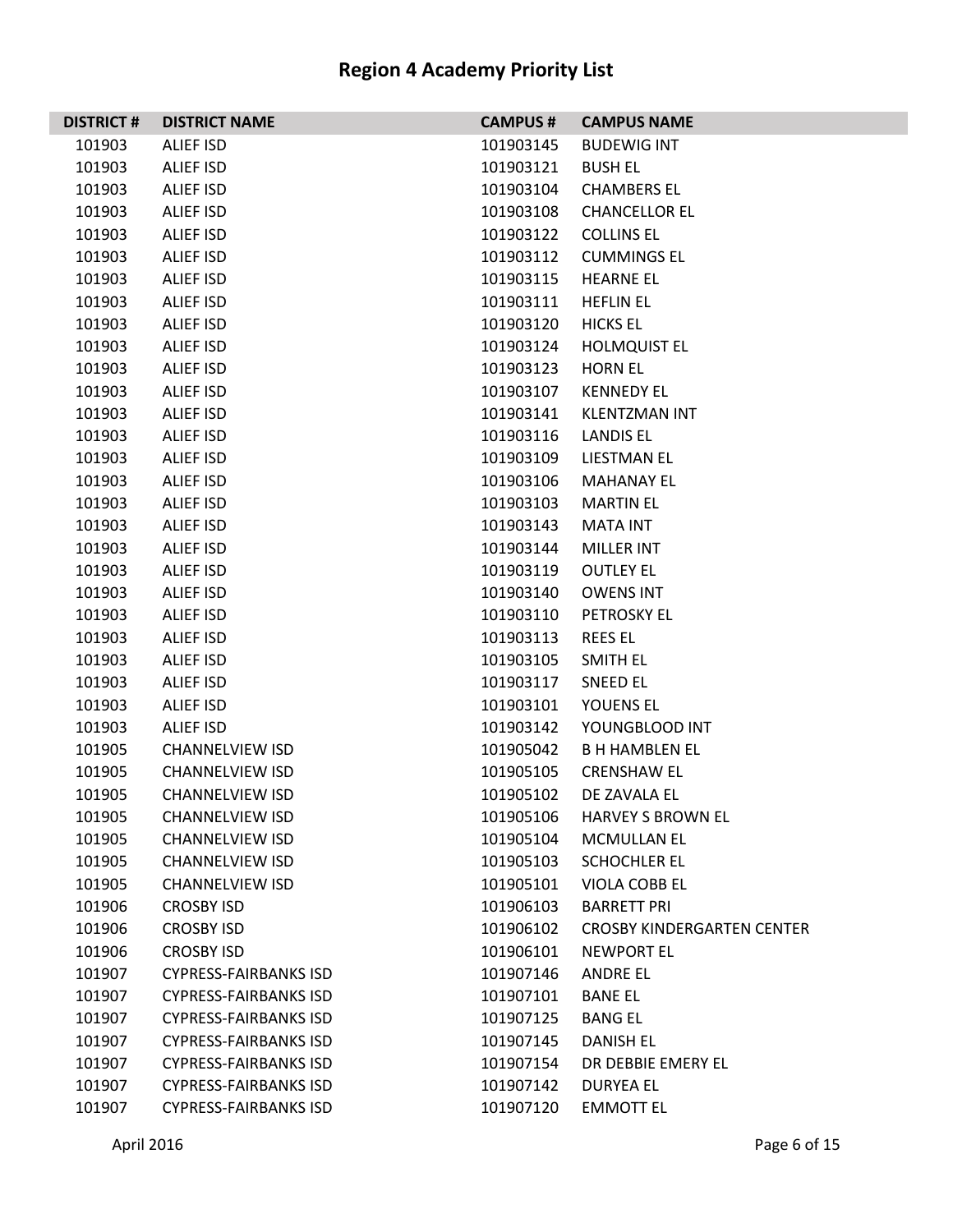# Region 4 Academy Priority List

| DISTRICT # | DISTRICT NAME | CAMPUS # | CAMPUS NAME |
|---|---|---|---|
| 101903 | ALIEF ISD | 101903145 | BUDEWIG INT |
| 101903 | ALIEF ISD | 101903121 | BUSH EL |
| 101903 | ALIEF ISD | 101903104 | CHAMBERS EL |
| 101903 | ALIEF ISD | 101903108 | CHANCELLOR EL |
| 101903 | ALIEF ISD | 101903122 | COLLINS EL |
| 101903 | ALIEF ISD | 101903112 | CUMMINGS EL |
| 101903 | ALIEF ISD | 101903115 | HEARNE EL |
| 101903 | ALIEF ISD | 101903111 | HEFLIN EL |
| 101903 | ALIEF ISD | 101903120 | HICKS EL |
| 101903 | ALIEF ISD | 101903124 | HOLMQUIST EL |
| 101903 | ALIEF ISD | 101903123 | HORN EL |
| 101903 | ALIEF ISD | 101903107 | KENNEDY EL |
| 101903 | ALIEF ISD | 101903141 | KLENTZMAN INT |
| 101903 | ALIEF ISD | 101903116 | LANDIS EL |
| 101903 | ALIEF ISD | 101903109 | LIESTMAN EL |
| 101903 | ALIEF ISD | 101903106 | MAHANAY EL |
| 101903 | ALIEF ISD | 101903103 | MARTIN EL |
| 101903 | ALIEF ISD | 101903143 | MATA INT |
| 101903 | ALIEF ISD | 101903144 | MILLER INT |
| 101903 | ALIEF ISD | 101903119 | OUTLEY EL |
| 101903 | ALIEF ISD | 101903140 | OWENS INT |
| 101903 | ALIEF ISD | 101903110 | PETROSKY EL |
| 101903 | ALIEF ISD | 101903113 | REES EL |
| 101903 | ALIEF ISD | 101903105 | SMITH EL |
| 101903 | ALIEF ISD | 101903117 | SNEED EL |
| 101903 | ALIEF ISD | 101903101 | YOUENS EL |
| 101903 | ALIEF ISD | 101903142 | YOUNGBLOOD INT |
| 101905 | CHANNELVIEW ISD | 101905042 | B H HAMBLEN EL |
| 101905 | CHANNELVIEW ISD | 101905105 | CRENSHAW EL |
| 101905 | CHANNELVIEW ISD | 101905102 | DE ZAVALA EL |
| 101905 | CHANNELVIEW ISD | 101905106 | HARVEY S BROWN EL |
| 101905 | CHANNELVIEW ISD | 101905104 | MCMULLAN EL |
| 101905 | CHANNELVIEW ISD | 101905103 | SCHOCHLER EL |
| 101905 | CHANNELVIEW ISD | 101905101 | VIOLA COBB EL |
| 101906 | CROSBY ISD | 101906103 | BARRETT PRI |
| 101906 | CROSBY ISD | 101906102 | CROSBY KINDERGARTEN CENTER |
| 101906 | CROSBY ISD | 101906101 | NEWPORT EL |
| 101907 | CYPRESS-FAIRBANKS ISD | 101907146 | ANDRE EL |
| 101907 | CYPRESS-FAIRBANKS ISD | 101907101 | BANE EL |
| 101907 | CYPRESS-FAIRBANKS ISD | 101907125 | BANG EL |
| 101907 | CYPRESS-FAIRBANKS ISD | 101907145 | DANISH EL |
| 101907 | CYPRESS-FAIRBANKS ISD | 101907154 | DR DEBBIE EMERY EL |
| 101907 | CYPRESS-FAIRBANKS ISD | 101907142 | DURYEA EL |
| 101907 | CYPRESS-FAIRBANKS ISD | 101907120 | EMMOTT EL |

April 2016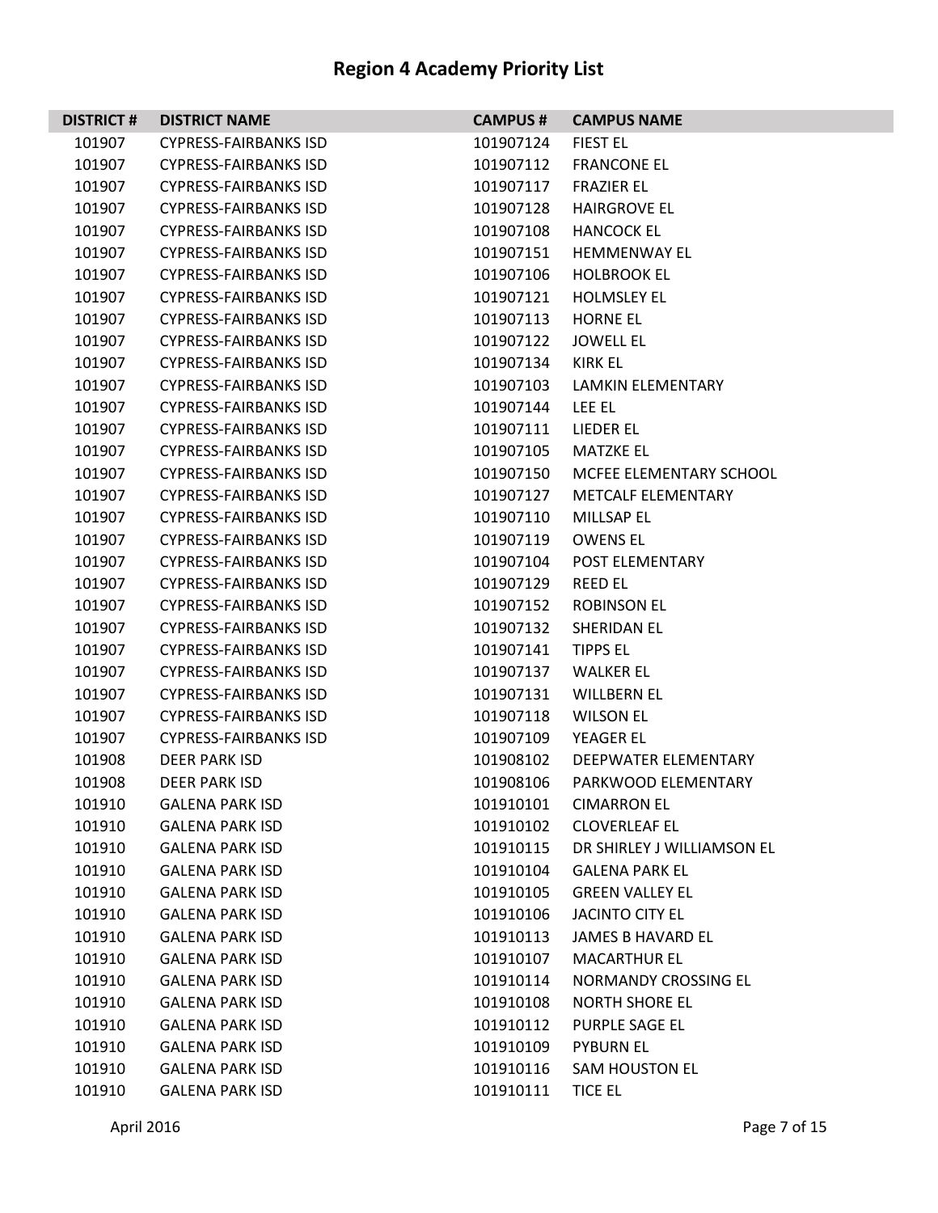# Region 4 Academy Priority List

| DISTRICT # | DISTRICT NAME | CAMPUS # | CAMPUS NAME |
|---|---|---|---|
| 101907 | CYPRESS-FAIRBANKS ISD | 101907124 | FIEST EL |
| 101907 | CYPRESS-FAIRBANKS ISD | 101907112 | FRANCONE EL |
| 101907 | CYPRESS-FAIRBANKS ISD | 101907117 | FRAZIER EL |
| 101907 | CYPRESS-FAIRBANKS ISD | 101907128 | HAIRGROVE EL |
| 101907 | CYPRESS-FAIRBANKS ISD | 101907108 | HANCOCK EL |
| 101907 | CYPRESS-FAIRBANKS ISD | 101907151 | HEMMENWAY EL |
| 101907 | CYPRESS-FAIRBANKS ISD | 101907106 | HOLBROOK EL |
| 101907 | CYPRESS-FAIRBANKS ISD | 101907121 | HOLMSLEY EL |
| 101907 | CYPRESS-FAIRBANKS ISD | 101907113 | HORNE EL |
| 101907 | CYPRESS-FAIRBANKS ISD | 101907122 | JOWELL EL |
| 101907 | CYPRESS-FAIRBANKS ISD | 101907134 | KIRK EL |
| 101907 | CYPRESS-FAIRBANKS ISD | 101907103 | LAMKIN ELEMENTARY |
| 101907 | CYPRESS-FAIRBANKS ISD | 101907144 | LEE EL |
| 101907 | CYPRESS-FAIRBANKS ISD | 101907111 | LIEDER EL |
| 101907 | CYPRESS-FAIRBANKS ISD | 101907105 | MATZKE EL |
| 101907 | CYPRESS-FAIRBANKS ISD | 101907150 | MCFEE ELEMENTARY SCHOOL |
| 101907 | CYPRESS-FAIRBANKS ISD | 101907127 | METCALF ELEMENTARY |
| 101907 | CYPRESS-FAIRBANKS ISD | 101907110 | MILLSAP EL |
| 101907 | CYPRESS-FAIRBANKS ISD | 101907119 | OWENS EL |
| 101907 | CYPRESS-FAIRBANKS ISD | 101907104 | POST ELEMENTARY |
| 101907 | CYPRESS-FAIRBANKS ISD | 101907129 | REED EL |
| 101907 | CYPRESS-FAIRBANKS ISD | 101907152 | ROBINSON EL |
| 101907 | CYPRESS-FAIRBANKS ISD | 101907132 | SHERIDAN EL |
| 101907 | CYPRESS-FAIRBANKS ISD | 101907141 | TIPPS EL |
| 101907 | CYPRESS-FAIRBANKS ISD | 101907137 | WALKER EL |
| 101907 | CYPRESS-FAIRBANKS ISD | 101907131 | WILLBERN EL |
| 101907 | CYPRESS-FAIRBANKS ISD | 101907118 | WILSON EL |
| 101907 | CYPRESS-FAIRBANKS ISD | 101907109 | YEAGER EL |
| 101908 | DEER PARK ISD | 101908102 | DEEPWATER ELEMENTARY |
| 101908 | DEER PARK ISD | 101908106 | PARKWOOD ELEMENTARY |
| 101910 | GALENA PARK ISD | 101910101 | CIMARRON EL |
| 101910 | GALENA PARK ISD | 101910102 | CLOVERLEAF EL |
| 101910 | GALENA PARK ISD | 101910115 | DR SHIRLEY J WILLIAMSON EL |
| 101910 | GALENA PARK ISD | 101910104 | GALENA PARK EL |
| 101910 | GALENA PARK ISD | 101910105 | GREEN VALLEY EL |
| 101910 | GALENA PARK ISD | 101910106 | JACINTO CITY EL |
| 101910 | GALENA PARK ISD | 101910113 | JAMES B HAVARD EL |
| 101910 | GALENA PARK ISD | 101910107 | MACARTHUR EL |
| 101910 | GALENA PARK ISD | 101910114 | NORMANDY CROSSING EL |
| 101910 | GALENA PARK ISD | 101910108 | NORTH SHORE EL |
| 101910 | GALENA PARK ISD | 101910112 | PURPLE SAGE EL |
| 101910 | GALENA PARK ISD | 101910109 | PYBURN EL |
| 101910 | GALENA PARK ISD | 101910116 | SAM HOUSTON EL |
| 101910 | GALENA PARK ISD | 101910111 | TICE EL |

April 2016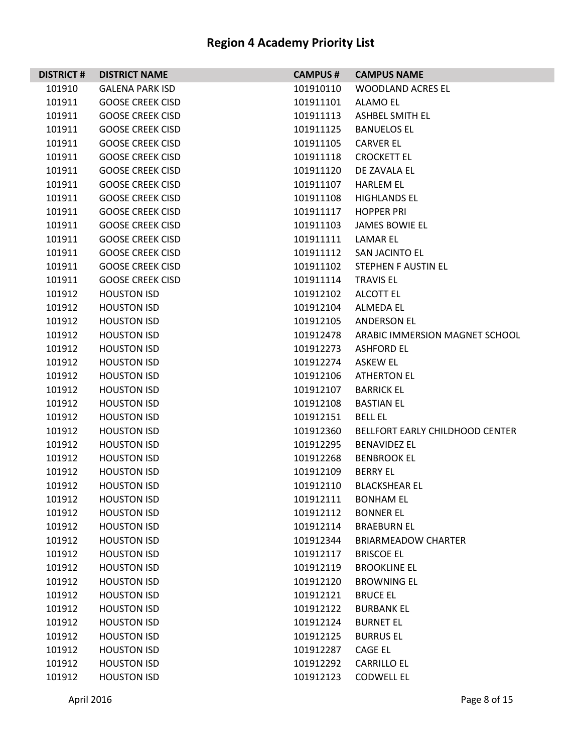# Region 4 Academy Priority List

| DISTRICT # | DISTRICT NAME | CAMPUS # | CAMPUS NAME |
|---|---|---|---|
| 101910 | GALENA PARK ISD | 101910110 | WOODLAND ACRES EL |
| 101911 | GOOSE CREEK CISD | 101911101 | ALAMO EL |
| 101911 | GOOSE CREEK CISD | 101911113 | ASHBEL SMITH EL |
| 101911 | GOOSE CREEK CISD | 101911125 | BANUELOS EL |
| 101911 | GOOSE CREEK CISD | 101911105 | CARVER EL |
| 101911 | GOOSE CREEK CISD | 101911118 | CROCKETT EL |
| 101911 | GOOSE CREEK CISD | 101911120 | DE ZAVALA EL |
| 101911 | GOOSE CREEK CISD | 101911107 | HARLEM EL |
| 101911 | GOOSE CREEK CISD | 101911108 | HIGHLANDS EL |
| 101911 | GOOSE CREEK CISD | 101911117 | HOPPER PRI |
| 101911 | GOOSE CREEK CISD | 101911103 | JAMES BOWIE EL |
| 101911 | GOOSE CREEK CISD | 101911111 | LAMAR EL |
| 101911 | GOOSE CREEK CISD | 101911112 | SAN JACINTO EL |
| 101911 | GOOSE CREEK CISD | 101911102 | STEPHEN F AUSTIN EL |
| 101911 | GOOSE CREEK CISD | 101911114 | TRAVIS EL |
| 101912 | HOUSTON ISD | 101912102 | ALCOTT EL |
| 101912 | HOUSTON ISD | 101912104 | ALMEDA EL |
| 101912 | HOUSTON ISD | 101912105 | ANDERSON EL |
| 101912 | HOUSTON ISD | 101912478 | ARABIC IMMERSION MAGNET SCHOOL |
| 101912 | HOUSTON ISD | 101912273 | ASHFORD EL |
| 101912 | HOUSTON ISD | 101912274 | ASKEW EL |
| 101912 | HOUSTON ISD | 101912106 | ATHERTON EL |
| 101912 | HOUSTON ISD | 101912107 | BARRICK EL |
| 101912 | HOUSTON ISD | 101912108 | BASTIAN EL |
| 101912 | HOUSTON ISD | 101912151 | BELL EL |
| 101912 | HOUSTON ISD | 101912360 | BELLFORT EARLY CHILDHOOD CENTER |
| 101912 | HOUSTON ISD | 101912295 | BENAVIDEZ EL |
| 101912 | HOUSTON ISD | 101912268 | BENBROOK EL |
| 101912 | HOUSTON ISD | 101912109 | BERRY EL |
| 101912 | HOUSTON ISD | 101912110 | BLACKSHEAR EL |
| 101912 | HOUSTON ISD | 101912111 | BONHAM EL |
| 101912 | HOUSTON ISD | 101912112 | BONNER EL |
| 101912 | HOUSTON ISD | 101912114 | BRAEBURN EL |
| 101912 | HOUSTON ISD | 101912344 | BRIARMEADOW CHARTER |
| 101912 | HOUSTON ISD | 101912117 | BRISCOE EL |
| 101912 | HOUSTON ISD | 101912119 | BROOKLINE EL |
| 101912 | HOUSTON ISD | 101912120 | BROWNING EL |
| 101912 | HOUSTON ISD | 101912121 | BRUCE EL |
| 101912 | HOUSTON ISD | 101912122 | BURBANK EL |
| 101912 | HOUSTON ISD | 101912124 | BURNET EL |
| 101912 | HOUSTON ISD | 101912125 | BURRUS EL |
| 101912 | HOUSTON ISD | 101912287 | CAGE EL |
| 101912 | HOUSTON ISD | 101912292 | CARRILLO EL |
| 101912 | HOUSTON ISD | 101912123 | CODWELL EL |

April 2016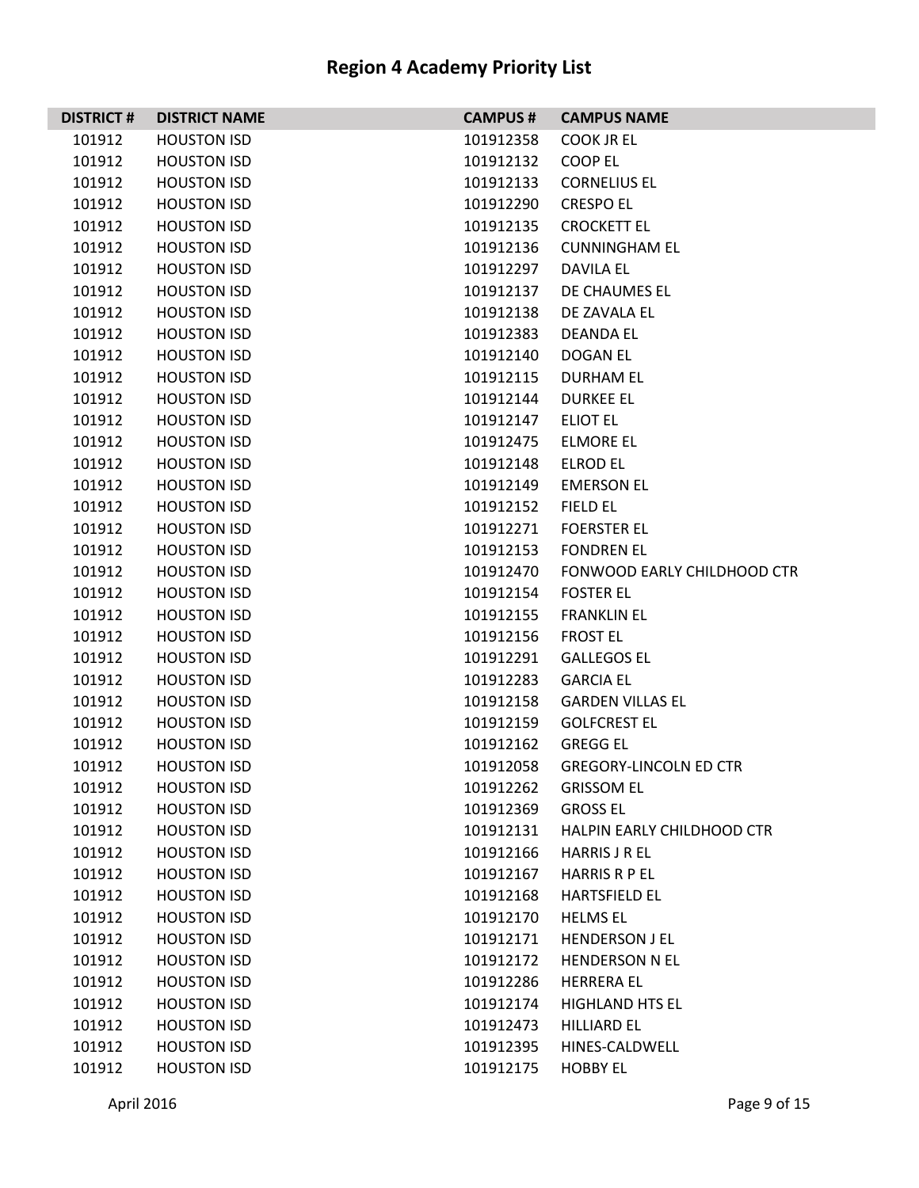# Region 4 Academy Priority List

| DISTRICT # | DISTRICT NAME | CAMPUS # | CAMPUS NAME |
|---|---|---|---|
| 101912 | HOUSTON ISD | 101912358 | COOK JR EL |
| 101912 | HOUSTON ISD | 101912132 | COOP EL |
| 101912 | HOUSTON ISD | 101912133 | CORNELIUS EL |
| 101912 | HOUSTON ISD | 101912290 | CRESPO EL |
| 101912 | HOUSTON ISD | 101912135 | CROCKETT EL |
| 101912 | HOUSTON ISD | 101912136 | CUNNINGHAM EL |
| 101912 | HOUSTON ISD | 101912297 | DAVILA EL |
| 101912 | HOUSTON ISD | 101912137 | DE CHAUMES EL |
| 101912 | HOUSTON ISD | 101912138 | DE ZAVALA EL |
| 101912 | HOUSTON ISD | 101912383 | DEANDA EL |
| 101912 | HOUSTON ISD | 101912140 | DOGAN EL |
| 101912 | HOUSTON ISD | 101912115 | DURHAM EL |
| 101912 | HOUSTON ISD | 101912144 | DURKEE EL |
| 101912 | HOUSTON ISD | 101912147 | ELIOT EL |
| 101912 | HOUSTON ISD | 101912475 | ELMORE EL |
| 101912 | HOUSTON ISD | 101912148 | ELROD EL |
| 101912 | HOUSTON ISD | 101912149 | EMERSON EL |
| 101912 | HOUSTON ISD | 101912152 | FIELD EL |
| 101912 | HOUSTON ISD | 101912271 | FOERSTER EL |
| 101912 | HOUSTON ISD | 101912153 | FONDREN EL |
| 101912 | HOUSTON ISD | 101912470 | FONWOOD EARLY CHILDHOOD CTR |
| 101912 | HOUSTON ISD | 101912154 | FOSTER EL |
| 101912 | HOUSTON ISD | 101912155 | FRANKLIN EL |
| 101912 | HOUSTON ISD | 101912156 | FROST EL |
| 101912 | HOUSTON ISD | 101912291 | GALLEGOS EL |
| 101912 | HOUSTON ISD | 101912283 | GARCIA EL |
| 101912 | HOUSTON ISD | 101912158 | GARDEN VILLAS EL |
| 101912 | HOUSTON ISD | 101912159 | GOLFCREST EL |
| 101912 | HOUSTON ISD | 101912162 | GREGG EL |
| 101912 | HOUSTON ISD | 101912058 | GREGORY-LINCOLN ED CTR |
| 101912 | HOUSTON ISD | 101912262 | GRISSOM EL |
| 101912 | HOUSTON ISD | 101912369 | GROSS EL |
| 101912 | HOUSTON ISD | 101912131 | HALPIN EARLY CHILDHOOD CTR |
| 101912 | HOUSTON ISD | 101912166 | HARRIS J R EL |
| 101912 | HOUSTON ISD | 101912167 | HARRIS R P EL |
| 101912 | HOUSTON ISD | 101912168 | HARTSFIELD EL |
| 101912 | HOUSTON ISD | 101912170 | HELMS EL |
| 101912 | HOUSTON ISD | 101912171 | HENDERSON J EL |
| 101912 | HOUSTON ISD | 101912172 | HENDERSON N EL |
| 101912 | HOUSTON ISD | 101912286 | HERRERA EL |
| 101912 | HOUSTON ISD | 101912174 | HIGHLAND HTS EL |
| 101912 | HOUSTON ISD | 101912473 | HILLIARD EL |
| 101912 | HOUSTON ISD | 101912395 | HINES-CALDWELL |
| 101912 | HOUSTON ISD | 101912175 | HOBBY EL |

April 2016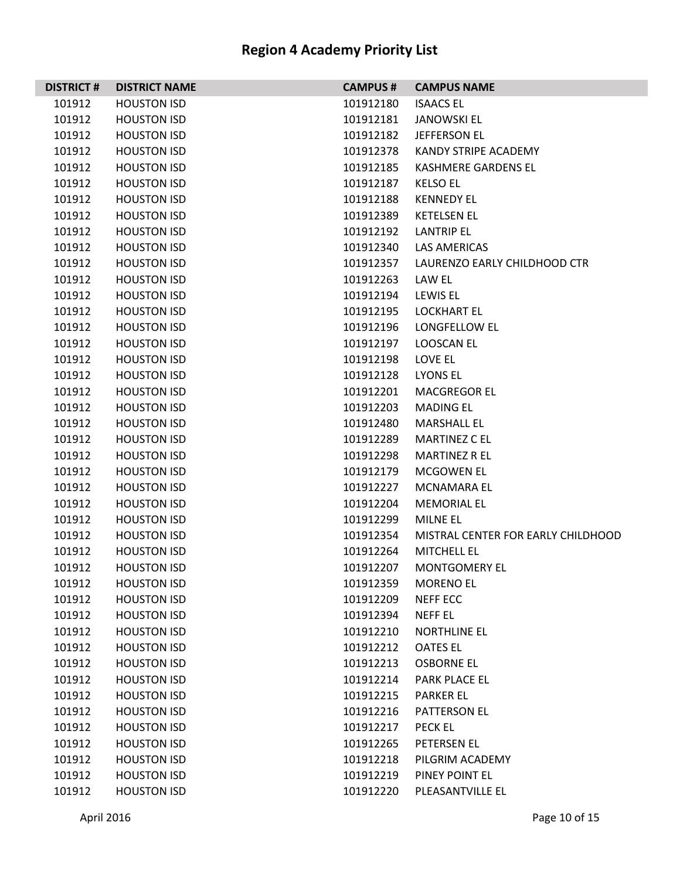# Region 4 Academy Priority List

| DISTRICT # | DISTRICT NAME | CAMPUS # | CAMPUS NAME |
|---|---|---|---|
| 101912 | HOUSTON ISD | 101912180 | ISAACS EL |
| 101912 | HOUSTON ISD | 101912181 | JANOWSKI EL |
| 101912 | HOUSTON ISD | 101912182 | JEFFERSON EL |
| 101912 | HOUSTON ISD | 101912378 | KANDY STRIPE ACADEMY |
| 101912 | HOUSTON ISD | 101912185 | KASHMERE GARDENS EL |
| 101912 | HOUSTON ISD | 101912187 | KELSO EL |
| 101912 | HOUSTON ISD | 101912188 | KENNEDY EL |
| 101912 | HOUSTON ISD | 101912389 | KETELSEN EL |
| 101912 | HOUSTON ISD | 101912192 | LANTRIP EL |
| 101912 | HOUSTON ISD | 101912340 | LAS AMERICAS |
| 101912 | HOUSTON ISD | 101912357 | LAURENZO EARLY CHILDHOOD CTR |
| 101912 | HOUSTON ISD | 101912263 | LAW EL |
| 101912 | HOUSTON ISD | 101912194 | LEWIS EL |
| 101912 | HOUSTON ISD | 101912195 | LOCKHART EL |
| 101912 | HOUSTON ISD | 101912196 | LONGFELLOW EL |
| 101912 | HOUSTON ISD | 101912197 | LOOSCAN EL |
| 101912 | HOUSTON ISD | 101912198 | LOVE EL |
| 101912 | HOUSTON ISD | 101912128 | LYONS EL |
| 101912 | HOUSTON ISD | 101912201 | MACGREGOR EL |
| 101912 | HOUSTON ISD | 101912203 | MADING EL |
| 101912 | HOUSTON ISD | 101912480 | MARSHALL EL |
| 101912 | HOUSTON ISD | 101912289 | MARTINEZ C EL |
| 101912 | HOUSTON ISD | 101912298 | MARTINEZ R EL |
| 101912 | HOUSTON ISD | 101912179 | MCGOWEN EL |
| 101912 | HOUSTON ISD | 101912227 | MCNAMARA EL |
| 101912 | HOUSTON ISD | 101912204 | MEMORIAL EL |
| 101912 | HOUSTON ISD | 101912299 | MILNE EL |
| 101912 | HOUSTON ISD | 101912354 | MISTRAL CENTER FOR EARLY CHILDHOOD |
| 101912 | HOUSTON ISD | 101912264 | MITCHELL EL |
| 101912 | HOUSTON ISD | 101912207 | MONTGOMERY EL |
| 101912 | HOUSTON ISD | 101912359 | MORENO EL |
| 101912 | HOUSTON ISD | 101912209 | NEFF ECC |
| 101912 | HOUSTON ISD | 101912394 | NEFF EL |
| 101912 | HOUSTON ISD | 101912210 | NORTHLINE EL |
| 101912 | HOUSTON ISD | 101912212 | OATES EL |
| 101912 | HOUSTON ISD | 101912213 | OSBORNE EL |
| 101912 | HOUSTON ISD | 101912214 | PARK PLACE EL |
| 101912 | HOUSTON ISD | 101912215 | PARKER EL |
| 101912 | HOUSTON ISD | 101912216 | PATTERSON EL |
| 101912 | HOUSTON ISD | 101912217 | PECK EL |
| 101912 | HOUSTON ISD | 101912265 | PETERSEN EL |
| 101912 | HOUSTON ISD | 101912218 | PILGRIM ACADEMY |
| 101912 | HOUSTON ISD | 101912219 | PINEY POINT EL |
| 101912 | HOUSTON ISD | 101912220 | PLEASANTVILLE EL |

April 2016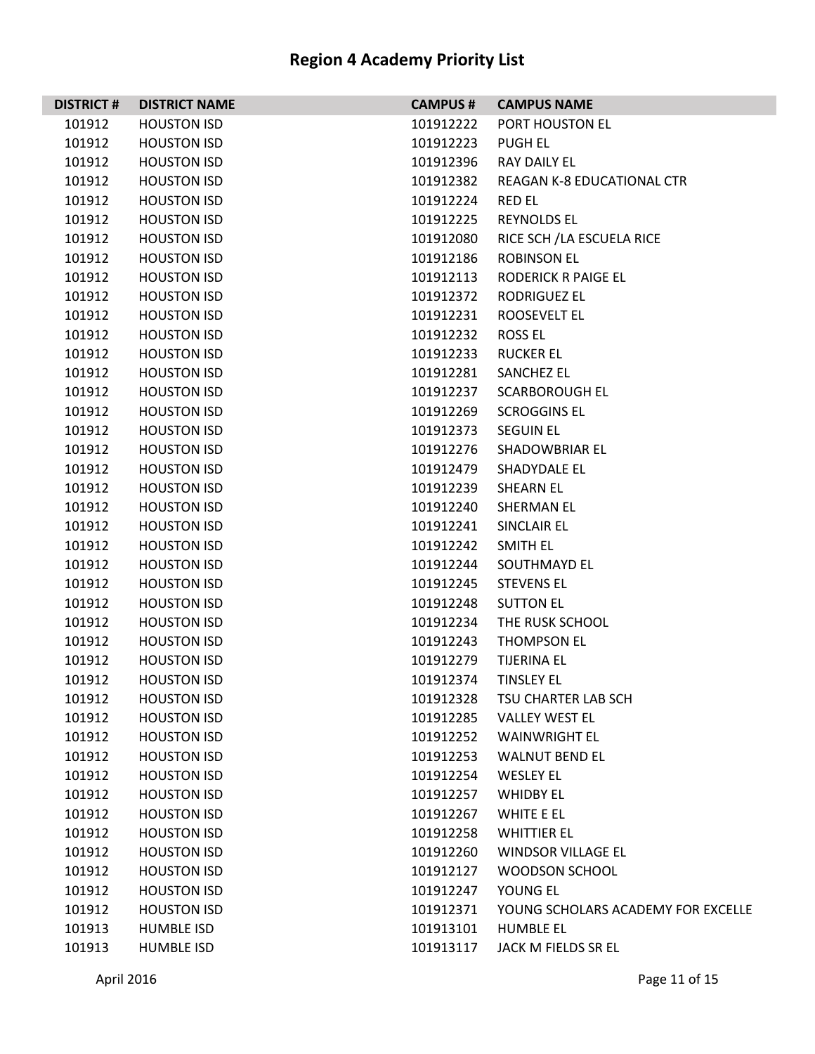# Region 4 Academy Priority List

| DISTRICT # | DISTRICT NAME | CAMPUS # | CAMPUS NAME |
|---|---|---|---|
| 101912 | HOUSTON ISD | 101912222 | PORT HOUSTON EL |
| 101912 | HOUSTON ISD | 101912223 | PUGH EL |
| 101912 | HOUSTON ISD | 101912396 | RAY DAILY EL |
| 101912 | HOUSTON ISD | 101912382 | REAGAN K-8 EDUCATIONAL CTR |
| 101912 | HOUSTON ISD | 101912224 | RED EL |
| 101912 | HOUSTON ISD | 101912225 | REYNOLDS EL |
| 101912 | HOUSTON ISD | 101912080 | RICE SCH /LA ESCUELA RICE |
| 101912 | HOUSTON ISD | 101912186 | ROBINSON EL |
| 101912 | HOUSTON ISD | 101912113 | RODERICK R PAIGE EL |
| 101912 | HOUSTON ISD | 101912372 | RODRIGUEZ EL |
| 101912 | HOUSTON ISD | 101912231 | ROOSEVELT EL |
| 101912 | HOUSTON ISD | 101912232 | ROSS EL |
| 101912 | HOUSTON ISD | 101912233 | RUCKER EL |
| 101912 | HOUSTON ISD | 101912281 | SANCHEZ EL |
| 101912 | HOUSTON ISD | 101912237 | SCARBOROUGH EL |
| 101912 | HOUSTON ISD | 101912269 | SCROGGINS EL |
| 101912 | HOUSTON ISD | 101912373 | SEGUIN EL |
| 101912 | HOUSTON ISD | 101912276 | SHADOWBRIAR EL |
| 101912 | HOUSTON ISD | 101912479 | SHADYDALE EL |
| 101912 | HOUSTON ISD | 101912239 | SHEARN EL |
| 101912 | HOUSTON ISD | 101912240 | SHERMAN EL |
| 101912 | HOUSTON ISD | 101912241 | SINCLAIR EL |
| 101912 | HOUSTON ISD | 101912242 | SMITH EL |
| 101912 | HOUSTON ISD | 101912244 | SOUTHMAYD EL |
| 101912 | HOUSTON ISD | 101912245 | STEVENS EL |
| 101912 | HOUSTON ISD | 101912248 | SUTTON EL |
| 101912 | HOUSTON ISD | 101912234 | THE RUSK SCHOOL |
| 101912 | HOUSTON ISD | 101912243 | THOMPSON EL |
| 101912 | HOUSTON ISD | 101912279 | TIJERINA EL |
| 101912 | HOUSTON ISD | 101912374 | TINSLEY EL |
| 101912 | HOUSTON ISD | 101912328 | TSU CHARTER LAB SCH |
| 101912 | HOUSTON ISD | 101912285 | VALLEY WEST EL |
| 101912 | HOUSTON ISD | 101912252 | WAINWRIGHT EL |
| 101912 | HOUSTON ISD | 101912253 | WALNUT BEND EL |
| 101912 | HOUSTON ISD | 101912254 | WESLEY EL |
| 101912 | HOUSTON ISD | 101912257 | WHIDBY EL |
| 101912 | HOUSTON ISD | 101912267 | WHITE E EL |
| 101912 | HOUSTON ISD | 101912258 | WHITTIER EL |
| 101912 | HOUSTON ISD | 101912260 | WINDSOR VILLAGE EL |
| 101912 | HOUSTON ISD | 101912127 | WOODSON SCHOOL |
| 101912 | HOUSTON ISD | 101912247 | YOUNG EL |
| 101912 | HOUSTON ISD | 101912371 | YOUNG SCHOLARS ACADEMY FOR EXCELLE |
| 101913 | HUMBLE ISD | 101913101 | HUMBLE EL |
| 101913 | HUMBLE ISD | 101913117 | JACK M FIELDS SR EL |

April 2016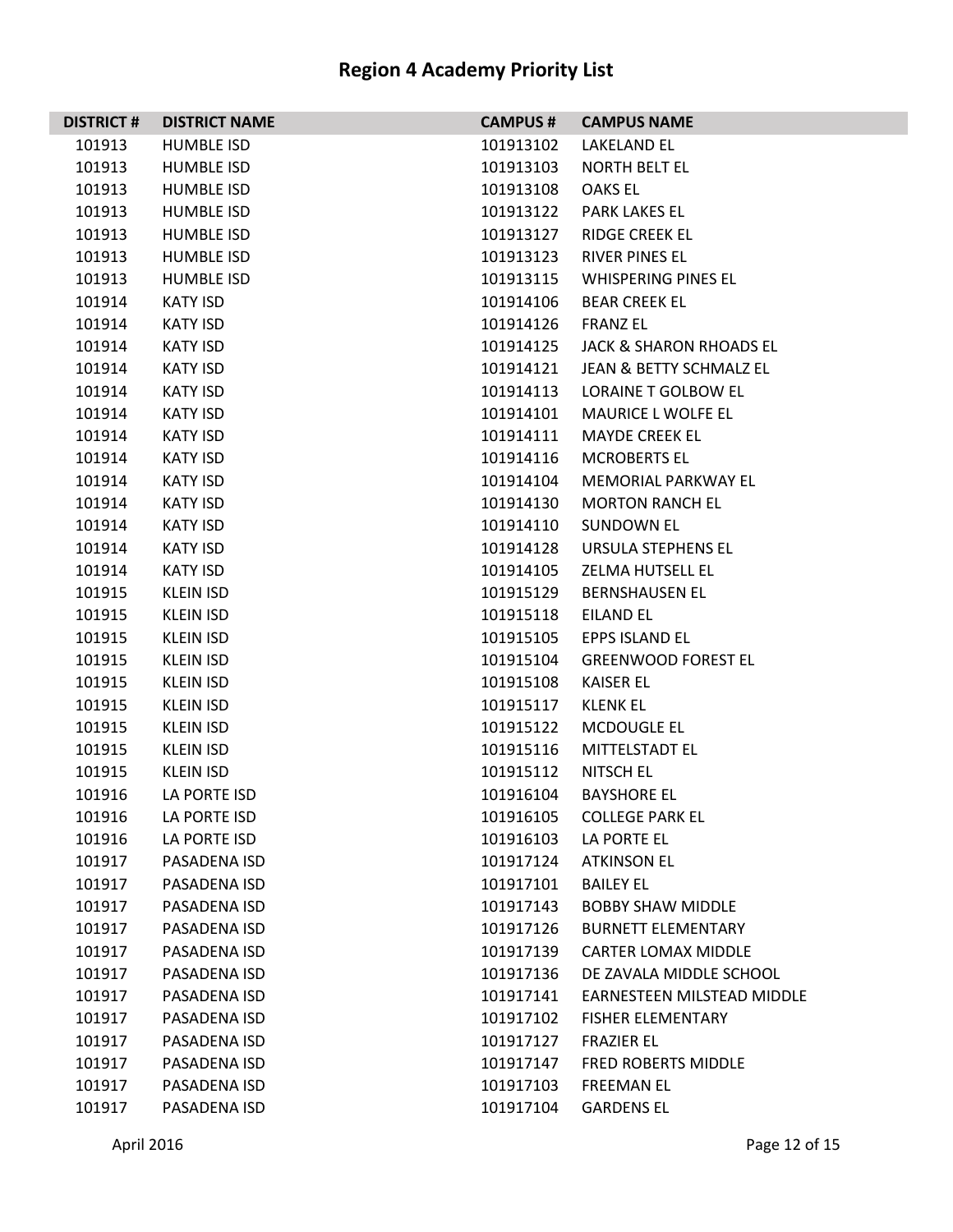# Region 4 Academy Priority List

| DISTRICT # | DISTRICT NAME | CAMPUS # | CAMPUS NAME |
|---|---|---|---|
| 101913 | HUMBLE ISD | 101913102 | LAKELAND EL |
| 101913 | HUMBLE ISD | 101913103 | NORTH BELT EL |
| 101913 | HUMBLE ISD | 101913108 | OAKS EL |
| 101913 | HUMBLE ISD | 101913122 | PARK LAKES EL |
| 101913 | HUMBLE ISD | 101913127 | RIDGE CREEK EL |
| 101913 | HUMBLE ISD | 101913123 | RIVER PINES EL |
| 101913 | HUMBLE ISD | 101913115 | WHISPERING PINES EL |
| 101914 | KATY ISD | 101914106 | BEAR CREEK EL |
| 101914 | KATY ISD | 101914126 | FRANZ EL |
| 101914 | KATY ISD | 101914125 | JACK & SHARON RHOADS EL |
| 101914 | KATY ISD | 101914121 | JEAN & BETTY SCHMALZ EL |
| 101914 | KATY ISD | 101914113 | LORAINE T GOLBOW EL |
| 101914 | KATY ISD | 101914101 | MAURICE L WOLFE EL |
| 101914 | KATY ISD | 101914111 | MAYDE CREEK EL |
| 101914 | KATY ISD | 101914116 | MCROBERTS EL |
| 101914 | KATY ISD | 101914104 | MEMORIAL PARKWAY EL |
| 101914 | KATY ISD | 101914130 | MORTON RANCH EL |
| 101914 | KATY ISD | 101914110 | SUNDOWN EL |
| 101914 | KATY ISD | 101914128 | URSULA STEPHENS EL |
| 101914 | KATY ISD | 101914105 | ZELMA HUTSELL EL |
| 101915 | KLEIN ISD | 101915129 | BERNSHAUSEN EL |
| 101915 | KLEIN ISD | 101915118 | EILAND EL |
| 101915 | KLEIN ISD | 101915105 | EPPS ISLAND EL |
| 101915 | KLEIN ISD | 101915104 | GREENWOOD FOREST EL |
| 101915 | KLEIN ISD | 101915108 | KAISER EL |
| 101915 | KLEIN ISD | 101915117 | KLENK EL |
| 101915 | KLEIN ISD | 101915122 | MCDOUGLE EL |
| 101915 | KLEIN ISD | 101915116 | MITTELSTADT EL |
| 101915 | KLEIN ISD | 101915112 | NITSCH EL |
| 101916 | LA PORTE ISD | 101916104 | BAYSHORE EL |
| 101916 | LA PORTE ISD | 101916105 | COLLEGE PARK EL |
| 101916 | LA PORTE ISD | 101916103 | LA PORTE EL |
| 101917 | PASADENA ISD | 101917124 | ATKINSON EL |
| 101917 | PASADENA ISD | 101917101 | BAILEY EL |
| 101917 | PASADENA ISD | 101917143 | BOBBY SHAW MIDDLE |
| 101917 | PASADENA ISD | 101917126 | BURNETT ELEMENTARY |
| 101917 | PASADENA ISD | 101917139 | CARTER LOMAX MIDDLE |
| 101917 | PASADENA ISD | 101917136 | DE ZAVALA MIDDLE SCHOOL |
| 101917 | PASADENA ISD | 101917141 | EARNESTEEN MILSTEAD MIDDLE |
| 101917 | PASADENA ISD | 101917102 | FISHER ELEMENTARY |
| 101917 | PASADENA ISD | 101917127 | FRAZIER EL |
| 101917 | PASADENA ISD | 101917147 | FRED ROBERTS MIDDLE |
| 101917 | PASADENA ISD | 101917103 | FREEMAN EL |
| 101917 | PASADENA ISD | 101917104 | GARDENS EL |

April 2016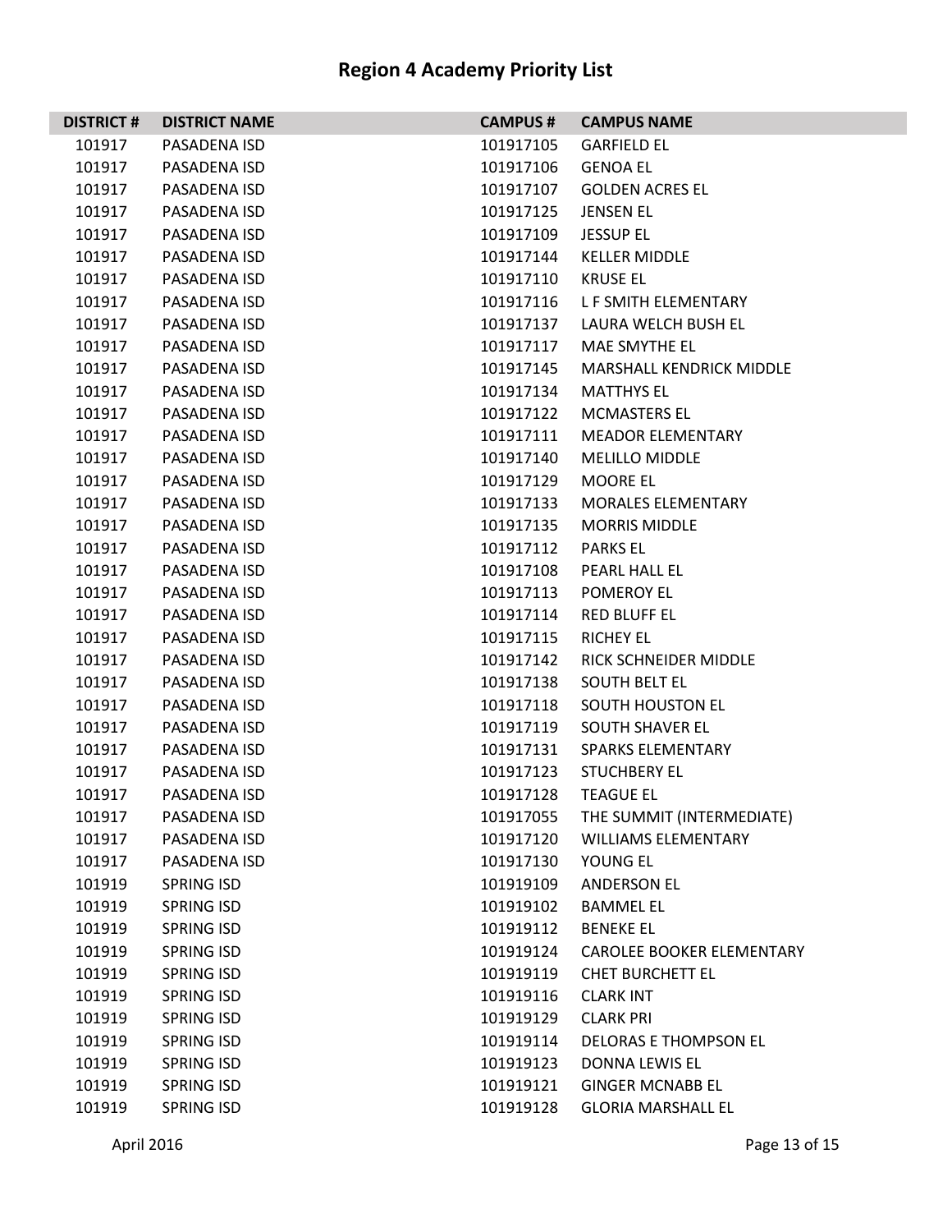# Region 4 Academy Priority List

| DISTRICT # | DISTRICT NAME | CAMPUS # | CAMPUS NAME |
|---|---|---|---|
| 101917 | PASADENA ISD | 101917105 | GARFIELD EL |
| 101917 | PASADENA ISD | 101917106 | GENOA EL |
| 101917 | PASADENA ISD | 101917107 | GOLDEN ACRES EL |
| 101917 | PASADENA ISD | 101917125 | JENSEN EL |
| 101917 | PASADENA ISD | 101917109 | JESSUP EL |
| 101917 | PASADENA ISD | 101917144 | KELLER MIDDLE |
| 101917 | PASADENA ISD | 101917110 | KRUSE EL |
| 101917 | PASADENA ISD | 101917116 | L F SMITH ELEMENTARY |
| 101917 | PASADENA ISD | 101917137 | LAURA WELCH BUSH EL |
| 101917 | PASADENA ISD | 101917117 | MAE SMYTHE EL |
| 101917 | PASADENA ISD | 101917145 | MARSHALL KENDRICK MIDDLE |
| 101917 | PASADENA ISD | 101917134 | MATTHYS EL |
| 101917 | PASADENA ISD | 101917122 | MCMASTERS EL |
| 101917 | PASADENA ISD | 101917111 | MEADOR ELEMENTARY |
| 101917 | PASADENA ISD | 101917140 | MELILLO MIDDLE |
| 101917 | PASADENA ISD | 101917129 | MOORE EL |
| 101917 | PASADENA ISD | 101917133 | MORALES ELEMENTARY |
| 101917 | PASADENA ISD | 101917135 | MORRIS MIDDLE |
| 101917 | PASADENA ISD | 101917112 | PARKS EL |
| 101917 | PASADENA ISD | 101917108 | PEARL HALL EL |
| 101917 | PASADENA ISD | 101917113 | POMEROY EL |
| 101917 | PASADENA ISD | 101917114 | RED BLUFF EL |
| 101917 | PASADENA ISD | 101917115 | RICHEY EL |
| 101917 | PASADENA ISD | 101917142 | RICK SCHNEIDER MIDDLE |
| 101917 | PASADENA ISD | 101917138 | SOUTH BELT EL |
| 101917 | PASADENA ISD | 101917118 | SOUTH HOUSTON EL |
| 101917 | PASADENA ISD | 101917119 | SOUTH SHAVER EL |
| 101917 | PASADENA ISD | 101917131 | SPARKS ELEMENTARY |
| 101917 | PASADENA ISD | 101917123 | STUCHBERY EL |
| 101917 | PASADENA ISD | 101917128 | TEAGUE EL |
| 101917 | PASADENA ISD | 101917055 | THE SUMMIT (INTERMEDIATE) |
| 101917 | PASADENA ISD | 101917120 | WILLIAMS ELEMENTARY |
| 101917 | PASADENA ISD | 101917130 | YOUNG EL |
| 101919 | SPRING ISD | 101919109 | ANDERSON EL |
| 101919 | SPRING ISD | 101919102 | BAMMEL EL |
| 101919 | SPRING ISD | 101919112 | BENEKE EL |
| 101919 | SPRING ISD | 101919124 | CAROLEE BOOKER ELEMENTARY |
| 101919 | SPRING ISD | 101919119 | CHET BURCHETT EL |
| 101919 | SPRING ISD | 101919116 | CLARK INT |
| 101919 | SPRING ISD | 101919129 | CLARK PRI |
| 101919 | SPRING ISD | 101919114 | DELORAS E THOMPSON EL |
| 101919 | SPRING ISD | 101919123 | DONNA LEWIS EL |
| 101919 | SPRING ISD | 101919121 | GINGER MCNABB EL |
| 101919 | SPRING ISD | 101919128 | GLORIA MARSHALL EL |

April 2016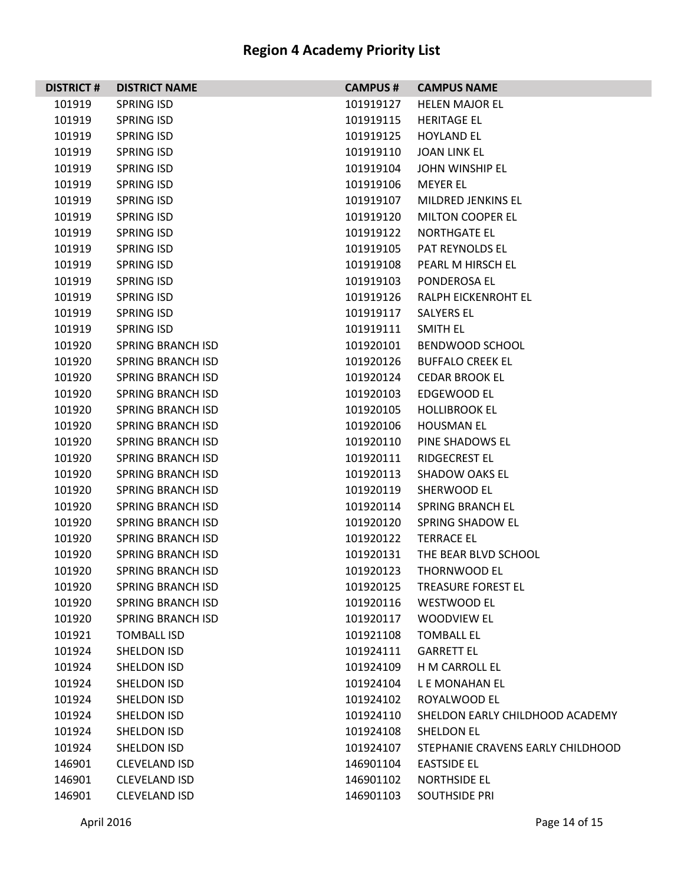# Region 4 Academy Priority List

| DISTRICT # | DISTRICT NAME | CAMPUS # | CAMPUS NAME |
|---|---|---|---|
| 101919 | SPRING ISD | 101919127 | HELEN MAJOR EL |
| 101919 | SPRING ISD | 101919115 | HERITAGE EL |
| 101919 | SPRING ISD | 101919125 | HOYLAND EL |
| 101919 | SPRING ISD | 101919110 | JOAN LINK EL |
| 101919 | SPRING ISD | 101919104 | JOHN WINSHIP EL |
| 101919 | SPRING ISD | 101919106 | MEYER EL |
| 101919 | SPRING ISD | 101919107 | MILDRED JENKINS EL |
| 101919 | SPRING ISD | 101919120 | MILTON COOPER EL |
| 101919 | SPRING ISD | 101919122 | NORTHGATE EL |
| 101919 | SPRING ISD | 101919105 | PAT REYNOLDS EL |
| 101919 | SPRING ISD | 101919108 | PEARL M HIRSCH EL |
| 101919 | SPRING ISD | 101919103 | PONDEROSA EL |
| 101919 | SPRING ISD | 101919126 | RALPH EICKENROHT EL |
| 101919 | SPRING ISD | 101919117 | SALYERS EL |
| 101919 | SPRING ISD | 101919111 | SMITH EL |
| 101920 | SPRING BRANCH ISD | 101920101 | BENDWOOD SCHOOL |
| 101920 | SPRING BRANCH ISD | 101920126 | BUFFALO CREEK EL |
| 101920 | SPRING BRANCH ISD | 101920124 | CEDAR BROOK EL |
| 101920 | SPRING BRANCH ISD | 101920103 | EDGEWOOD EL |
| 101920 | SPRING BRANCH ISD | 101920105 | HOLLIBROOK EL |
| 101920 | SPRING BRANCH ISD | 101920106 | HOUSMAN EL |
| 101920 | SPRING BRANCH ISD | 101920110 | PINE SHADOWS EL |
| 101920 | SPRING BRANCH ISD | 101920111 | RIDGECREST EL |
| 101920 | SPRING BRANCH ISD | 101920113 | SHADOW OAKS EL |
| 101920 | SPRING BRANCH ISD | 101920119 | SHERWOOD EL |
| 101920 | SPRING BRANCH ISD | 101920114 | SPRING BRANCH EL |
| 101920 | SPRING BRANCH ISD | 101920120 | SPRING SHADOW EL |
| 101920 | SPRING BRANCH ISD | 101920122 | TERRACE EL |
| 101920 | SPRING BRANCH ISD | 101920131 | THE BEAR BLVD SCHOOL |
| 101920 | SPRING BRANCH ISD | 101920123 | THORNWOOD EL |
| 101920 | SPRING BRANCH ISD | 101920125 | TREASURE FOREST EL |
| 101920 | SPRING BRANCH ISD | 101920116 | WESTWOOD EL |
| 101920 | SPRING BRANCH ISD | 101920117 | WOODVIEW EL |
| 101921 | TOMBALL ISD | 101921108 | TOMBALL EL |
| 101924 | SHELDON ISD | 101924111 | GARRETT EL |
| 101924 | SHELDON ISD | 101924109 | H M CARROLL EL |
| 101924 | SHELDON ISD | 101924104 | L E MONAHAN EL |
| 101924 | SHELDON ISD | 101924102 | ROYALWOOD EL |
| 101924 | SHELDON ISD | 101924110 | SHELDON EARLY CHILDHOOD ACADEMY |
| 101924 | SHELDON ISD | 101924108 | SHELDON EL |
| 101924 | SHELDON ISD | 101924107 | STEPHANIE CRAVENS EARLY CHILDHOOD |
| 146901 | CLEVELAND ISD | 146901104 | EASTSIDE EL |
| 146901 | CLEVELAND ISD | 146901102 | NORTHSIDE EL |
| 146901 | CLEVELAND ISD | 146901103 | SOUTHSIDE PRI |

April 2016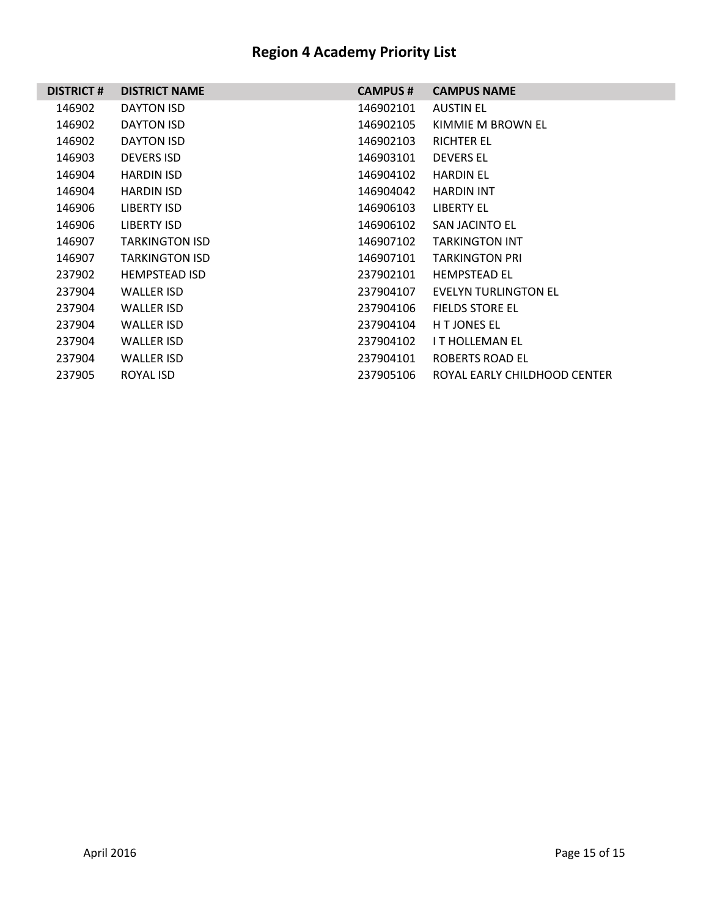# Region 4 Academy Priority List

| DISTRICT # | DISTRICT NAME | CAMPUS # | CAMPUS NAME |
|---|---|---|---|
| 146902 | DAYTON ISD | 146902101 | AUSTIN EL |
| 146902 | DAYTON ISD | 146902105 | KIMMIE M BROWN EL |
| 146902 | DAYTON ISD | 146902103 | RICHTER EL |
| 146903 | DEVERS ISD | 146903101 | DEVERS EL |
| 146904 | HARDIN ISD | 146904102 | HARDIN EL |
| 146904 | HARDIN ISD | 146904042 | HARDIN INT |
| 146906 | LIBERTY ISD | 146906103 | LIBERTY EL |
| 146906 | LIBERTY ISD | 146906102 | SAN JACINTO EL |
| 146907 | TARKINGTON ISD | 146907102 | TARKINGTON INT |
| 146907 | TARKINGTON ISD | 146907101 | TARKINGTON PRI |
| 237902 | HEMPSTEAD ISD | 237902101 | HEMPSTEAD EL |
| 237904 | WALLER ISD | 237904107 | EVELYN TURLINGTON EL |
| 237904 | WALLER ISD | 237904106 | FIELDS STORE EL |
| 237904 | WALLER ISD | 237904104 | H T JONES EL |
| 237904 | WALLER ISD | 237904102 | I T HOLLEMAN EL |
| 237904 | WALLER ISD | 237904101 | ROBERTS ROAD EL |
| 237905 | ROYAL ISD | 237905106 | ROYAL EARLY CHILDHOOD CENTER |

April 2016